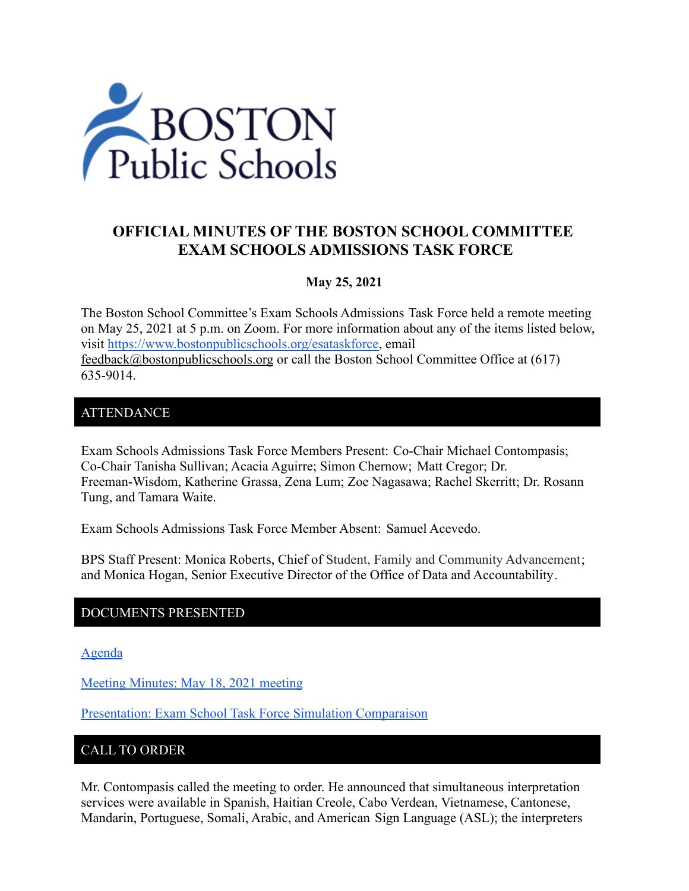# OFFICIAL MINUTES OF THE BOSTON SCHOOL COMMITTEE EXAM SCHOOLS ADMISSIONS TASK FORCE

**May 25, 2021**

The Boston School Committee's Exam Schools Admissions Task Force held a remote meeting on May 25, 2021 at 5 p.m. on Zoom. For more information about any of the items listed below, visit https://www.bostonpublicschools.org/esataskforce, email feedback@bostonpublicschools.org or call the Boston School Committee Office at (617) 635-9014.

## ATTENDANCE

Exam Schools Admissions Task Force Members Present: Co-Chair Michael Contompasis; Co-Chair Tanisha Sullivan; Acacia Aguirre; Simon Chernow; Matt Cregor; Dr. Freeman-Wisdom, Katherine Grassa, Zena Lum; Zoe Nagasawa; Rachel Skerritt; Dr. Rosann Tung, and Tamara Waite.

Exam Schools Admissions Task Force Member Absent: Samuel Acevedo.

BPS Staff Present: Monica Roberts, Chief of Student, Family and Community Advancement; and Monica Hogan, Senior Executive Director of the Office of Data and Accountability.

## DOCUMENTS PRESENTED

Agenda

Meeting Minutes: May 18, 2021 meeting

Presentation: Exam School Task Force Simulation Comparaison

## CALL TO ORDER

Mr. Contompasis called the meeting to order. He announced that simultaneous interpretation services were available in Spanish, Haitian Creole, Cabo Verdean, Vietnamese, Cantonese, Mandarin, Portuguese, Somali, Arabic, and American Sign Language (ASL); the interpreters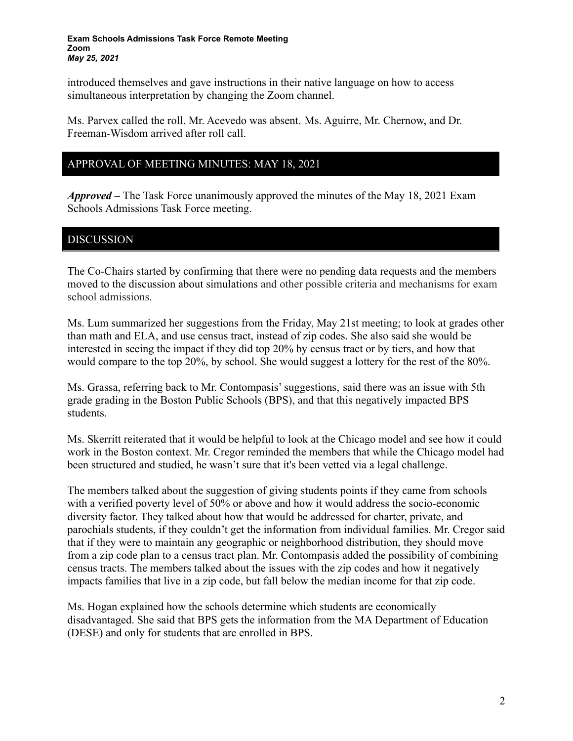introduced themselves and gave instructions in their native language on how to access simultaneous interpretation by changing the Zoom channel.

Ms. Parvex called the roll. Mr. Acevedo was absent. Ms. Aguirre, Mr. Chernow, and Dr. Freeman-Wisdom arrived after roll call.

## APPROVAL OF MEETING MINUTES: MAY 18, 2021

***Approved –*** The Task Force unanimously approved the minutes of the May 18, 2021 Exam Schools Admissions Task Force meeting.

## DISCUSSION

The Co-Chairs started by confirming that there were no pending data requests and the members moved to the discussion about simulations and other possible criteria and mechanisms for exam school admissions.

Ms. Lum summarized her suggestions from the Friday, May 21st meeting; to look at grades other than math and ELA, and use census tract, instead of zip codes. She also said she would be interested in seeing the impact if they did top 20% by census tract or by tiers, and how that would compare to the top 20%, by school. She would suggest a lottery for the rest of the 80%.

Ms. Grassa, referring back to Mr. Contompasis' suggestions, said there was an issue with 5th grade grading in the Boston Public Schools (BPS), and that this negatively impacted BPS students.

Ms. Skerritt reiterated that it would be helpful to look at the Chicago model and see how it could work in the Boston context. Mr. Cregor reminded the members that while the Chicago model had been structured and studied, he wasn't sure that it's been vetted via a legal challenge.

The members talked about the suggestion of giving students points if they came from schools with a verified poverty level of 50% or above and how it would address the socio-economic diversity factor. They talked about how that would be addressed for charter, private, and parochials students, if they couldn't get the information from individual families. Mr. Cregor said that if they were to maintain any geographic or neighborhood distribution, they should move from a zip code plan to a census tract plan. Mr. Contompasis added the possibility of combining census tracts. The members talked about the issues with the zip codes and how it negatively impacts families that live in a zip code, but fall below the median income for that zip code.

Ms. Hogan explained how the schools determine which students are economically disadvantaged. She said that BPS gets the information from the MA Department of Education (DESE) and only for students that are enrolled in BPS.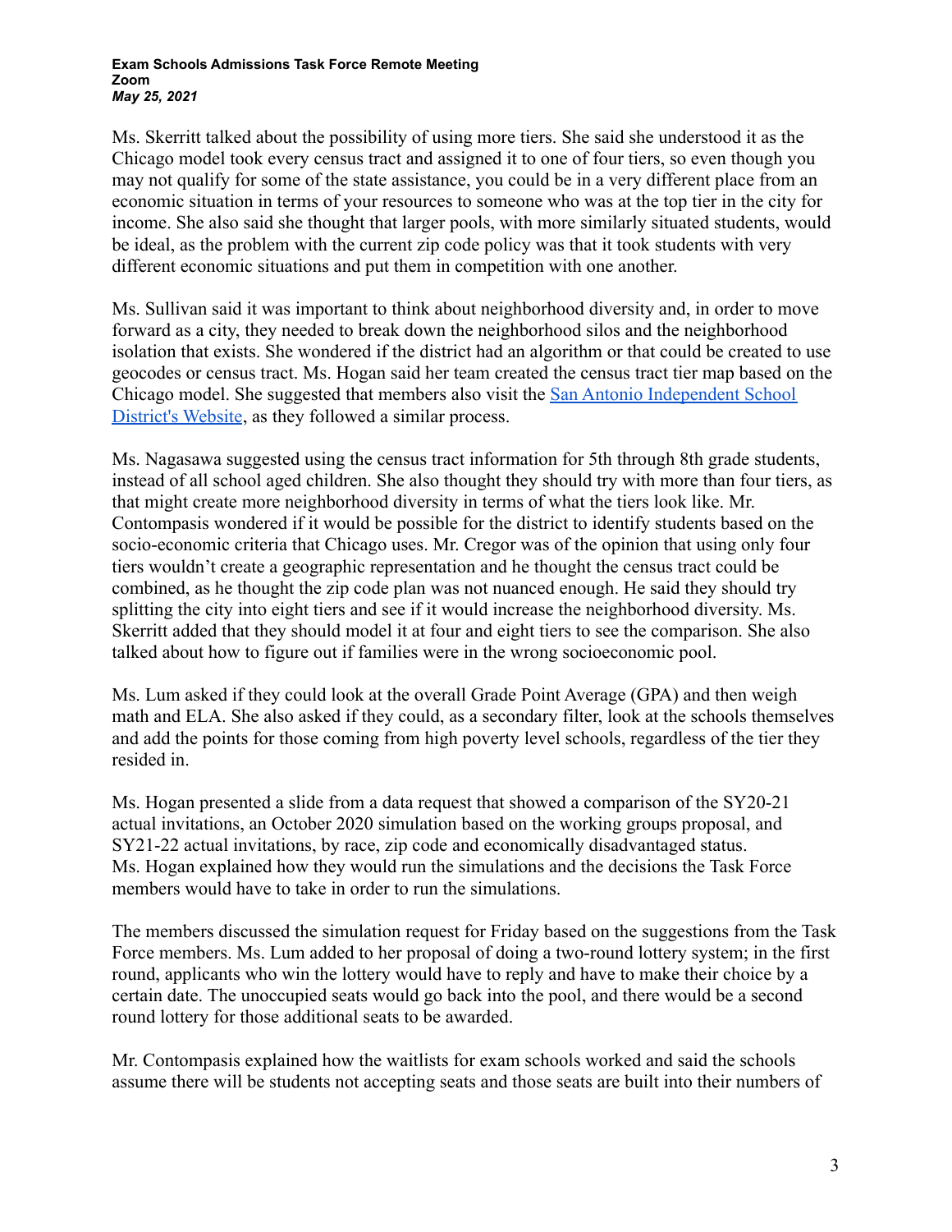Ms. Skerritt talked about the possibility of using more tiers. She said she understood it as the Chicago model took every census tract and assigned it to one of four tiers, so even though you may not qualify for some of the state assistance, you could be in a very different place from an economic situation in terms of your resources to someone who was at the top tier in the city for income. She also said she thought that larger pools, with more similarly situated students, would be ideal, as the problem with the current zip code policy was that it took students with very different economic situations and put them in competition with one another.

Ms. Sullivan said it was important to think about neighborhood diversity and, in order to move forward as a city, they needed to break down the neighborhood silos and the neighborhood isolation that exists. She wondered if the district had an algorithm or that could be created to use geocodes or census tract. Ms. Hogan said her team created the census tract tier map based on the Chicago model. She suggested that members also visit the San Antonio Independent School District's Website, as they followed a similar process.

Ms. Nagasawa suggested using the census tract information for 5th through 8th grade students, instead of all school aged children. She also thought they should try with more than four tiers, as that might create more neighborhood diversity in terms of what the tiers look like. Mr. Contompasis wondered if it would be possible for the district to identify students based on the socio-economic criteria that Chicago uses. Mr. Cregor was of the opinion that using only four tiers wouldn't create a geographic representation and he thought the census tract could be combined, as he thought the zip code plan was not nuanced enough. He said they should try splitting the city into eight tiers and see if it would increase the neighborhood diversity. Ms. Skerritt added that they should model it at four and eight tiers to see the comparison. She also talked about how to figure out if families were in the wrong socioeconomic pool.

Ms. Lum asked if they could look at the overall Grade Point Average (GPA) and then weigh math and ELA. She also asked if they could, as a secondary filter, look at the schools themselves and add the points for those coming from high poverty level schools, regardless of the tier they resided in.

Ms. Hogan presented a slide from a data request that showed a comparison of the SY20-21 actual invitations, an October 2020 simulation based on the working groups proposal, and SY21-22 actual invitations, by race, zip code and economically disadvantaged status. Ms. Hogan explained how they would run the simulations and the decisions the Task Force members would have to take in order to run the simulations.

The members discussed the simulation request for Friday based on the suggestions from the Task Force members. Ms. Lum added to her proposal of doing a two-round lottery system; in the first round, applicants who win the lottery would have to reply and have to make their choice by a certain date. The unoccupied seats would go back into the pool, and there would be a second round lottery for those additional seats to be awarded.

Mr. Contompasis explained how the waitlists for exam schools worked and said the schools assume there will be students not accepting seats and those seats are built into their numbers of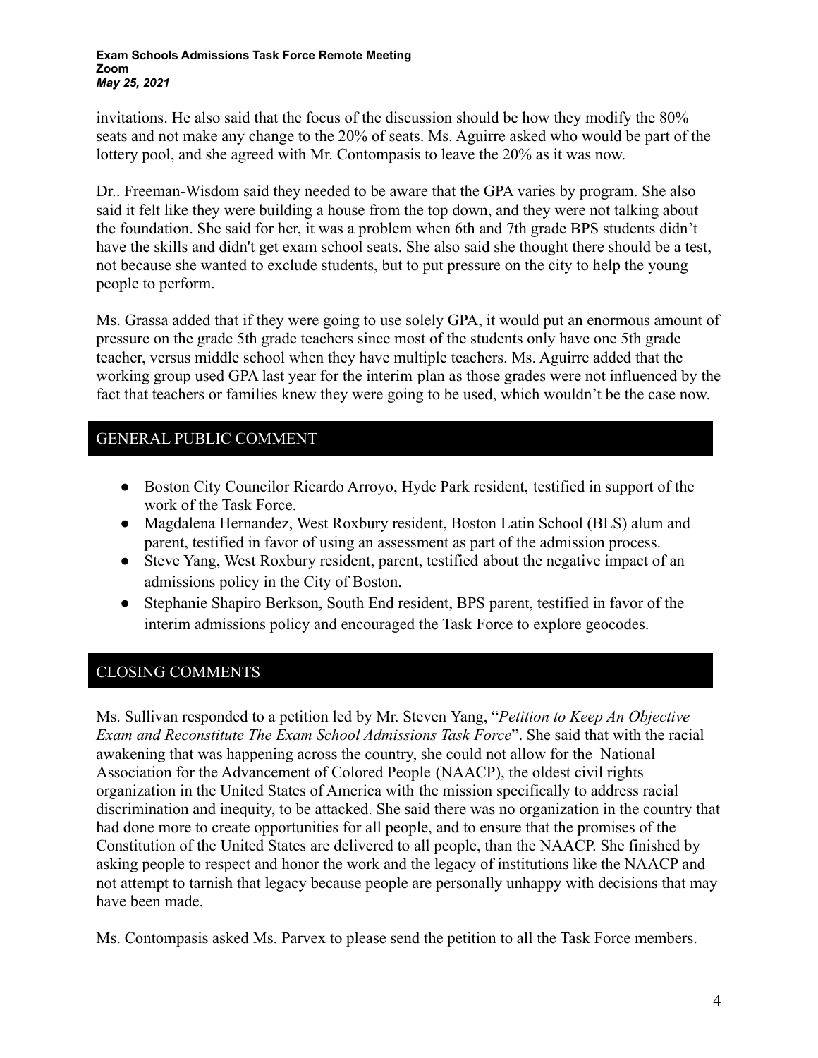invitations. He also said that the focus of the discussion should be how they modify the 80% seats and not make any change to the 20% of seats. Ms. Aguirre asked who would be part of the lottery pool, and she agreed with Mr. Contompasis to leave the 20% as it was now.

Dr.. Freeman-Wisdom said they needed to be aware that the GPA varies by program. She also said it felt like they were building a house from the top down, and they were not talking about the foundation. She said for her, it was a problem when 6th and 7th grade BPS students didn't have the skills and didn't get exam school seats. She also said she thought there should be a test, not because she wanted to exclude students, but to put pressure on the city to help the young people to perform.

Ms. Grassa added that if they were going to use solely GPA, it would put an enormous amount of pressure on the grade 5th grade teachers since most of the students only have one 5th grade teacher, versus middle school when they have multiple teachers. Ms. Aguirre added that the working group used GPA last year for the interim plan as those grades were not influenced by the fact that teachers or families knew they were going to be used, which wouldn't be the case now.

## GENERAL PUBLIC COMMENT

- Boston City Councilor Ricardo Arroyo, Hyde Park resident, testified in support of the work of the Task Force.
- Magdalena Hernandez, West Roxbury resident, Boston Latin School (BLS) alum and parent, testified in favor of using an assessment as part of the admission process.
- Steve Yang, West Roxbury resident, parent, testified about the negative impact of an admissions policy in the City of Boston.
- Stephanie Shapiro Berkson, South End resident, BPS parent, testified in favor of the interim admissions policy and encouraged the Task Force to explore geocodes.

## CLOSING COMMENTS

Ms. Sullivan responded to a petition led by Mr. Steven Yang, "*Petition to Keep An Objective Exam and Reconstitute The Exam School Admissions Task Force*". She said that with the racial awakening that was happening across the country, she could not allow for the National Association for the Advancement of Colored People (NAACP), the oldest civil rights organization in the United States of America with the mission specifically to address racial discrimination and inequity, to be attacked. She said there was no organization in the country that had done more to create opportunities for all people, and to ensure that the promises of the Constitution of the United States are delivered to all people, than the NAACP. She finished by asking people to respect and honor the work and the legacy of institutions like the NAACP and not attempt to tarnish that legacy because people are personally unhappy with decisions that may have been made.

Ms. Contompasis asked Ms. Parvex to please send the petition to all the Task Force members.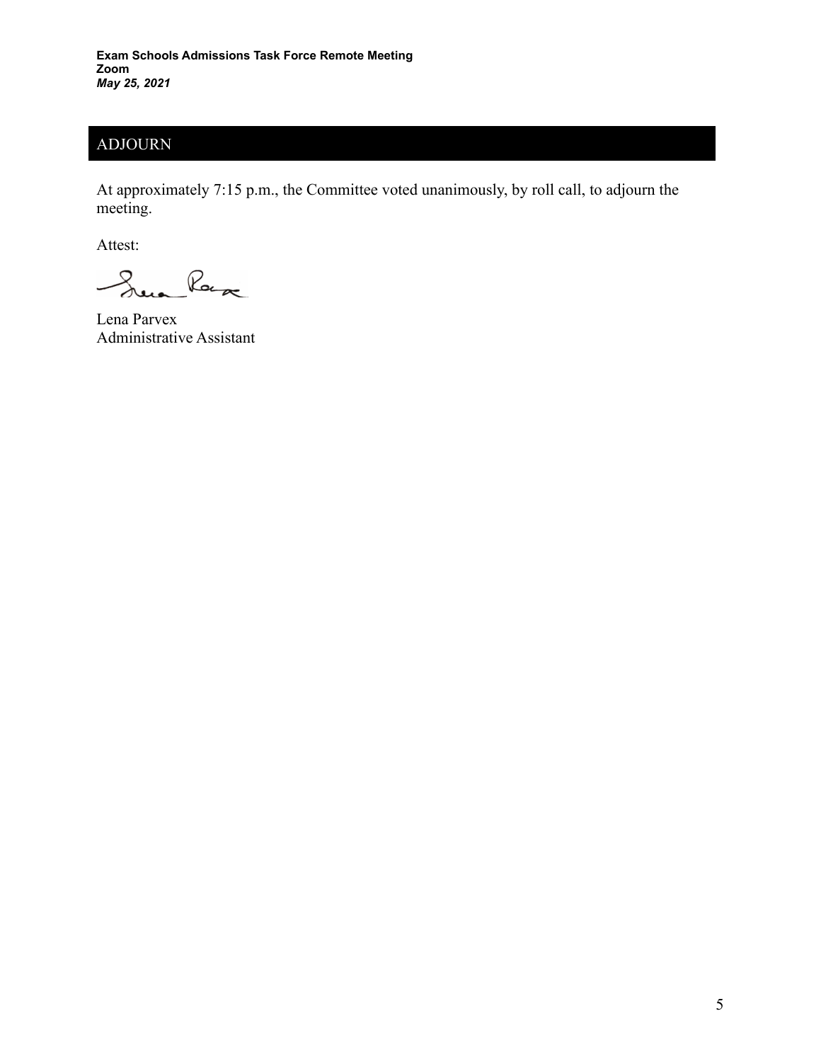## ADJOURN

At approximately 7:15 p.m., the Committee voted unanimously, by roll call, to adjourn the meeting.

Attest:

Lena Parvex
Administrative Assistant